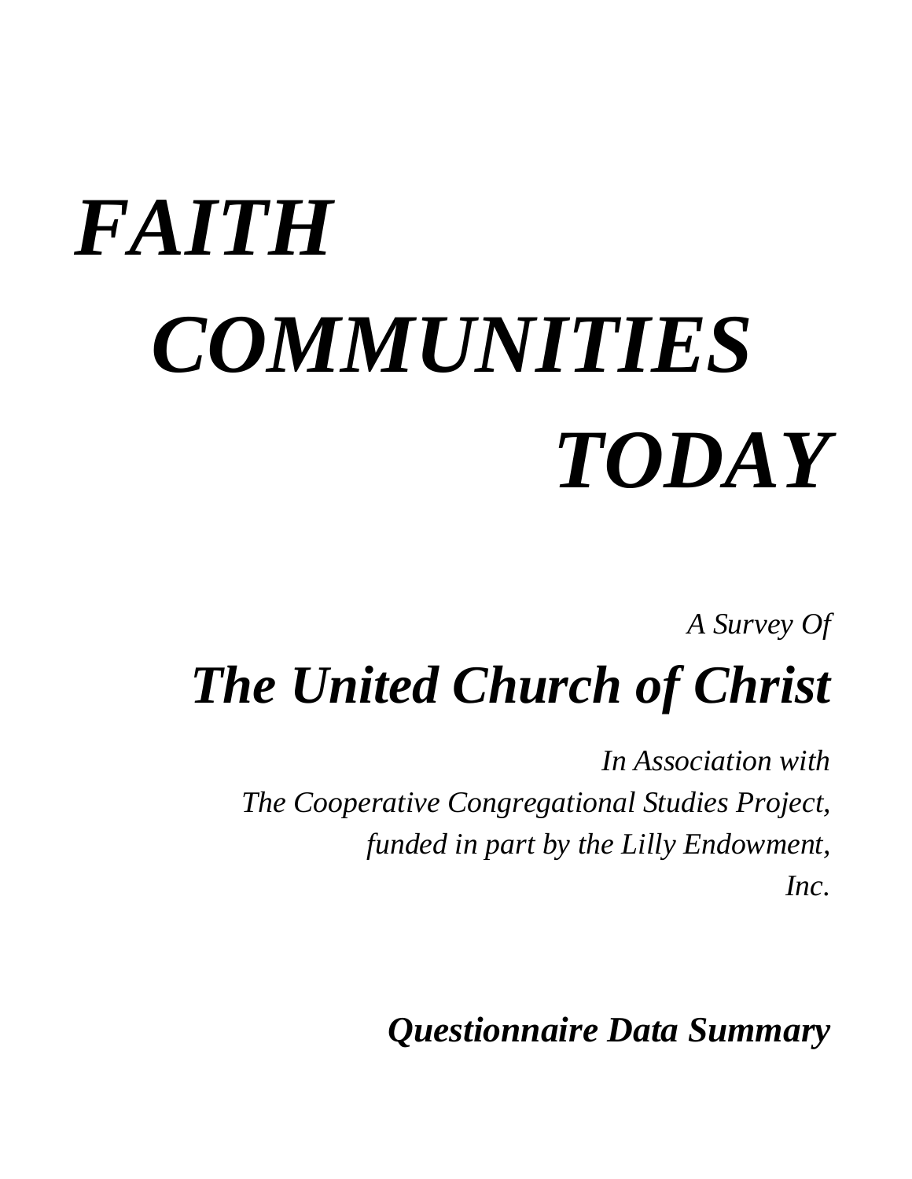# *FAITH COMMUNITIES TODAY*

*A Survey Of*

## *The United Church of Christ*

*In Association with The Cooperative Congregational Studies Project, funded in part by the Lilly Endowment, Inc.*

### *Questionnaire Data Summary*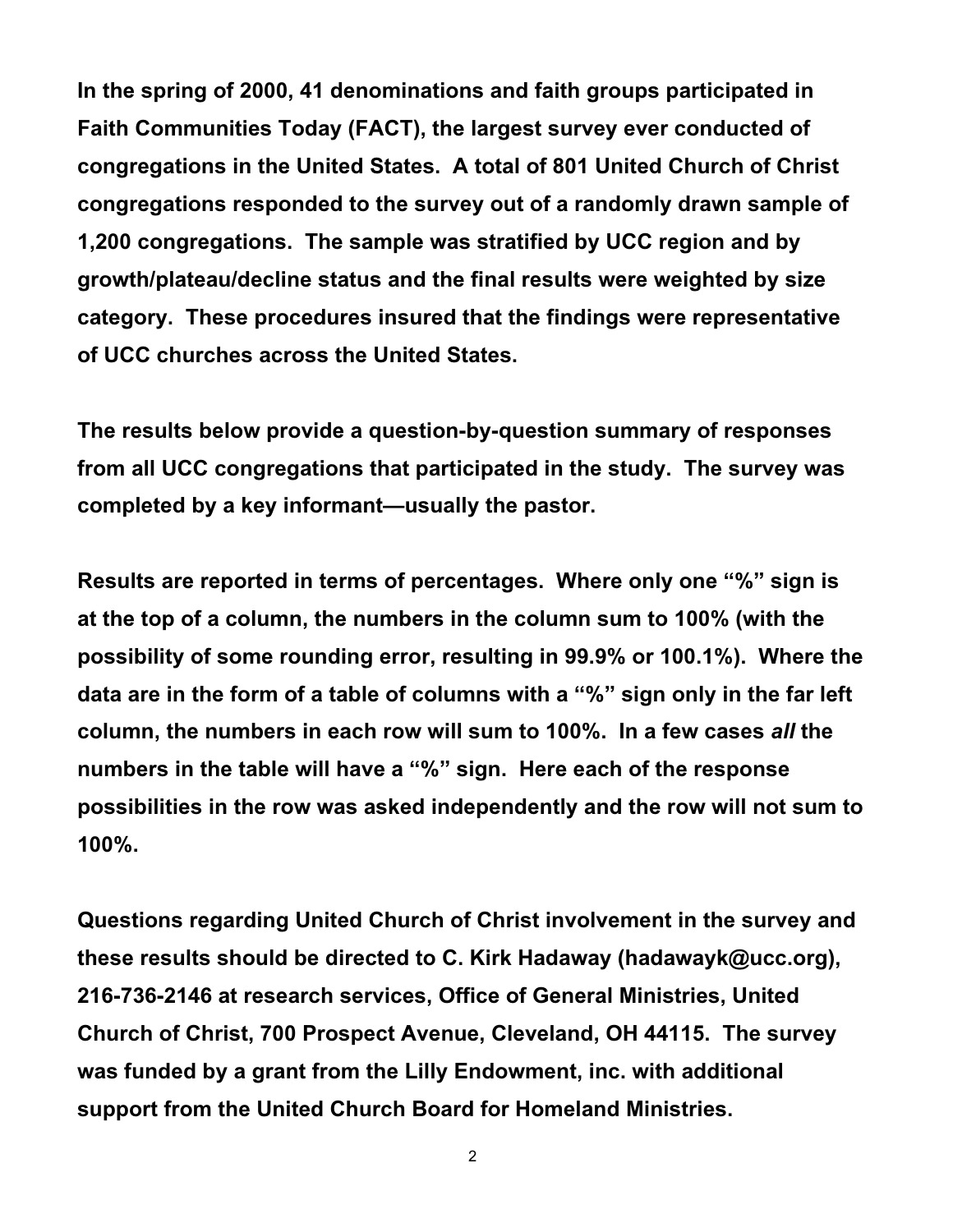**In the spring of 2000, 41 denominations and faith groups participated in Faith Communities Today (FACT), the largest survey ever conducted of congregations in the United States. A total of 801 United Church of Christ congregations responded to the survey out of a randomly drawn sample of 1,200 congregations. The sample was stratified by UCC region and by growth/plateau/decline status and the final results were weighted by size category. These procedures insured that the findings were representative of UCC churches across the United States.**

**The results below provide a question-by-question summary of responses from all UCC congregations that participated in the study. The survey was completed by a key informant—usually the pastor.**

**Results are reported in terms of percentages. Where only one "%" sign is at the top of a column, the numbers in the column sum to 100% (with the possibility of some rounding error, resulting in 99.9% or 100.1%). Where the data are in the form of a table of columns with a "%" sign only in the far left column, the numbers in each row will sum to 100%. In a few cases *all* the numbers in the table will have a "%" sign. Here each of the response possibilities in the row was asked independently and the row will not sum to 100%.**

**Questions regarding United Church of Christ involvement in the survey and these results should be directed to C. Kirk Hadaway (hadawayk@ucc.org), 216-736-2146 at research services, Office of General Ministries, United Church of Christ, 700 Prospect Avenue, Cleveland, OH 44115. The survey was funded by a grant from the Lilly Endowment, inc. with additional support from the United Church Board for Homeland Ministries.**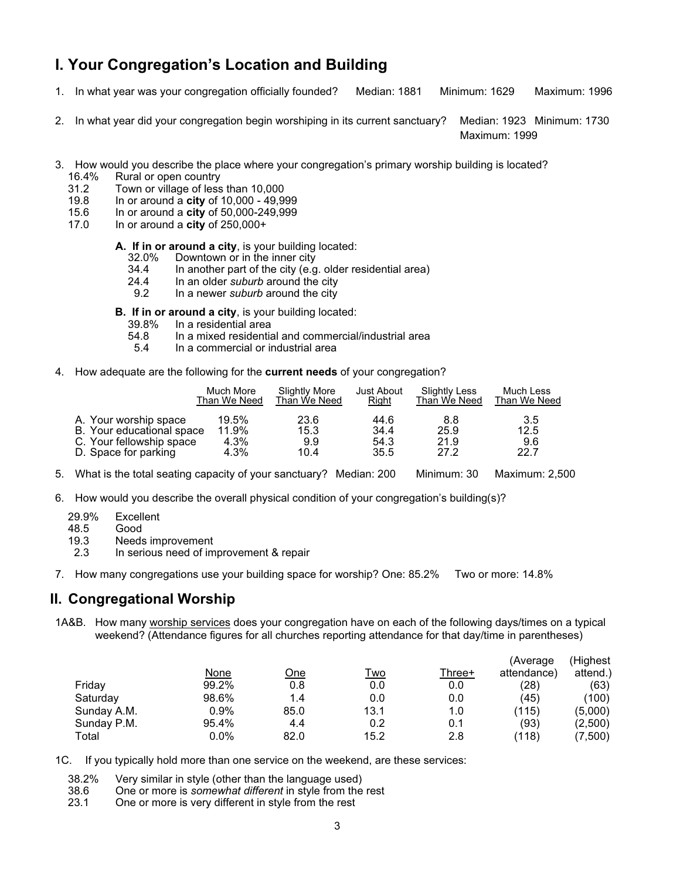## I. Your Congregation's Location and Building

1. In what year was your congregation officially founded? Median: 1881 Minimum: 1629 Maximum: 1996

2. In what year did your congregation begin worshiping in its current sanctuary? Median: 1923 Minimum: 1730 Maximum: 1999

3. How would you describe the place where your congregation's primary worship building is located?
   - 16.4% Rural or open country
   - 31.2 Town or village of less than 10,000
   - 19.8 In or around a **city** of 10,000 - 49,999
   - 15.6 In or around a **city** of 50,000-249,999
   - 17.0 In or around a **city** of 250,000+

   **A. If in or around a city**, is your building located:
   - 32.0% Downtown or in the inner city
   - 34.4 In another part of the city (e.g. older residential area)
   - 24.4 In an older *suburb* around the city
   - 9.2 In a newer *suburb* around the city

   **B. If in or around a city**, is your building located:
   - 39.8% In a residential area
   - 54.8 In a mixed residential and commercial/industrial area
   - 5.4 In a commercial or industrial area

4. How adequate are the following for the **current needs** of your congregation?

| | Much More Than We Need | Slightly More Than We Need | Just About Right | Slightly Less Than We Need | Much Less Than We Need |
|---|---|---|---|---|---|
| A. Your worship space | 19.5% | 23.6 | 44.6 | 8.8 | 3.5 |
| B. Your educational space | 11.9% | 15.3 | 34.4 | 25.9 | 12.5 |
| C. Your fellowship space | 4.3% | 9.9 | 54.3 | 21.9 | 9.6 |
| D. Space for parking | 4.3% | 10.4 | 35.5 | 27.2 | 22.7 |

5. What is the total seating capacity of your sanctuary? Median: 200 Minimum: 30 Maximum: 2,500

6. How would you describe the overall physical condition of your congregation's building(s)?
   - 29.9% Excellent
   - 48.5 Good
   - 19.3 Needs improvement
   - 2.3 In serious need of improvement & repair

7. How many congregations use your building space for worship? One: 85.2% Two or more: 14.8%

## II. Congregational Worship

1A&B. How many worship services does your congregation have on each of the following days/times on a typical weekend? (Attendance figures for all churches reporting attendance for that day/time in parentheses)

| | None | One | Two | Three+ | (Average attendance) | (Highest attend.) |
|---|---|---|---|---|---|---|
| Friday | 99.2% | 0.8 | 0.0 | 0.0 | (28) | (63) |
| Saturday | 98.6% | 1.4 | 0.0 | 0.0 | (45) | (100) |
| Sunday A.M. | 0.9% | 85.0 | 13.1 | 1.0 | (115) | (5,000) |
| Sunday P.M. | 95.4% | 4.4 | 0.2 | 0.1 | (93) | (2,500) |
| Total | 0.0% | 82.0 | 15.2 | 2.8 | (118) | (7,500) |

1C. If you typically hold more than one service on the weekend, are these services:
   - 38.2% Very similar in style (other than the language used)
   - 38.6 One or more is *somewhat different* in style from the rest
   - 23.1 One or more is very different in style from the rest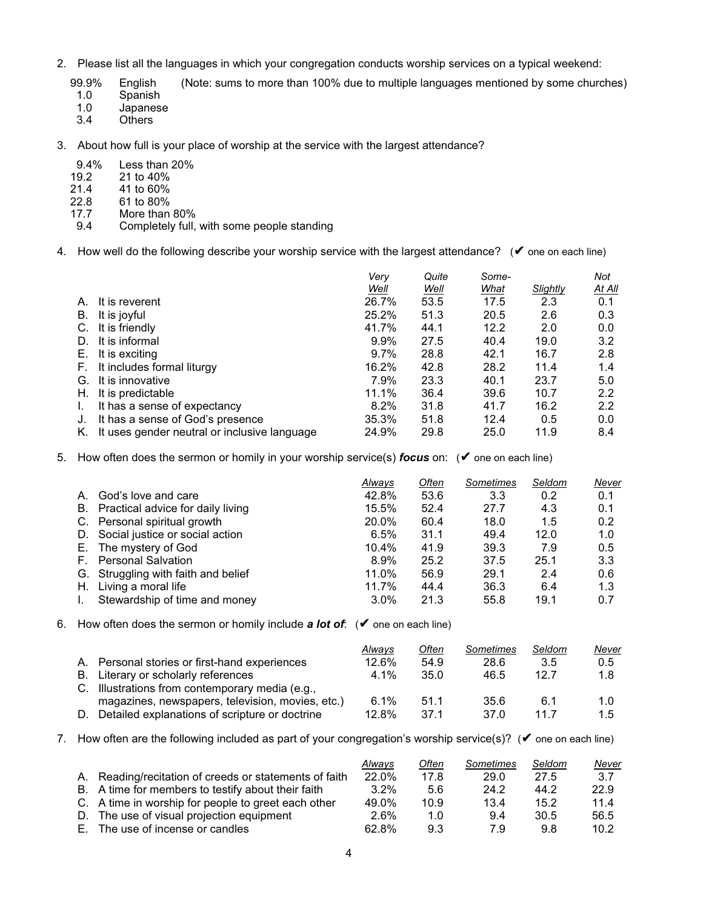2. Please list all the languages in which your congregation conducts worship services on a typical weekend:

| | | |
|---|---|---|
| 99.9% | English | (Note: sums to more than 100% due to multiple languages mentioned by some churches) |
| 1.0 | Spanish | |
| 1.0 | Japanese | |
| 3.4 | Others | |

3. About how full is your place of worship at the service with the largest attendance?

| | |
|---|---|
| 9.4% | Less than 20% |
| 19.2 | 21 to 40% |
| 21.4 | 41 to 60% |
| 22.8 | 61 to 80% |
| 17.7 | More than 80% |
| 9.4 | Completely full, with some people standing |

4. How well do the following describe your worship service with the largest attendance? (✔ one on each line)

| | Very Well | Quite Well | Some-What | Slightly | Not At All |
|---|---|---|---|---|---|
| A. It is reverent | 26.7% | 53.5 | 17.5 | 2.3 | 0.1 |
| B. It is joyful | 25.2% | 51.3 | 20.5 | 2.6 | 0.3 |
| C. It is friendly | 41.7% | 44.1 | 12.2 | 2.0 | 0.0 |
| D. It is informal | 9.9% | 27.5 | 40.4 | 19.0 | 3.2 |
| E. It is exciting | 9.7% | 28.8 | 42.1 | 16.7 | 2.8 |
| F. It includes formal liturgy | 16.2% | 42.8 | 28.2 | 11.4 | 1.4 |
| G. It is innovative | 7.9% | 23.3 | 40.1 | 23.7 | 5.0 |
| H. It is predictable | 11.1% | 36.4 | 39.6 | 10.7 | 2.2 |
| I. It has a sense of expectancy | 8.2% | 31.8 | 41.7 | 16.2 | 2.2 |
| J. It has a sense of God's presence | 35.3% | 51.8 | 12.4 | 0.5 | 0.0 |
| K. It uses gender neutral or inclusive language | 24.9% | 29.8 | 25.0 | 11.9 | 8.4 |

5. How often does the sermon or homily in your worship service(s) ***focus*** on: (✔ one on each line)

| | Always | Often | Sometimes | Seldom | Never |
|---|---|---|---|---|---|
| A. God's love and care | 42.8% | 53.6 | 3.3 | 0.2 | 0.1 |
| B. Practical advice for daily living | 15.5% | 52.4 | 27.7 | 4.3 | 0.1 |
| C. Personal spiritual growth | 20.0% | 60.4 | 18.0 | 1.5 | 0.2 |
| D. Social justice or social action | 6.5% | 31.1 | 49.4 | 12.0 | 1.0 |
| E. The mystery of God | 10.4% | 41.9 | 39.3 | 7.9 | 0.5 |
| F. Personal Salvation | 8.9% | 25.2 | 37.5 | 25.1 | 3.3 |
| G. Struggling with faith and belief | 11.0% | 56.9 | 29.1 | 2.4 | 0.6 |
| H. Living a moral life | 11.7% | 44.4 | 36.3 | 6.4 | 1.3 |
| I. Stewardship of time and money | 3.0% | 21.3 | 55.8 | 19.1 | 0.7 |

6. How often does the sermon or homily include ***a lot of***: (✔ one on each line)

| | Always | Often | Sometimes | Seldom | Never |
|---|---|---|---|---|---|
| A. Personal stories or first-hand experiences | 12.6% | 54.9 | 28.6 | 3.5 | 0.5 |
| B. Literary or scholarly references | 4.1% | 35.0 | 46.5 | 12.7 | 1.8 |
| C. Illustrations from contemporary media (e.g., magazines, newspapers, television, movies, etc.) | 6.1% | 51.1 | 35.6 | 6.1 | 1.0 |
| D. Detailed explanations of scripture or doctrine | 12.8% | 37.1 | 37.0 | 11.7 | 1.5 |

7. How often are the following included as part of your congregation's worship service(s)? (✔ one on each line)

| | Always | Often | Sometimes | Seldom | Never |
|---|---|---|---|---|---|
| A. Reading/recitation of creeds or statements of faith | 22.0% | 17.8 | 29.0 | 27.5 | 3.7 |
| B. A time for members to testify about their faith | 3.2% | 5.6 | 24.2 | 44.2 | 22.9 |
| C. A time in worship for people to greet each other | 49.0% | 10.9 | 13.4 | 15.2 | 11.4 |
| D. The use of visual projection equipment | 2.6% | 1.0 | 9.4 | 30.5 | 56.5 |
| E. The use of incense or candles | 62.8% | 9.3 | 7.9 | 9.8 | 10.2 |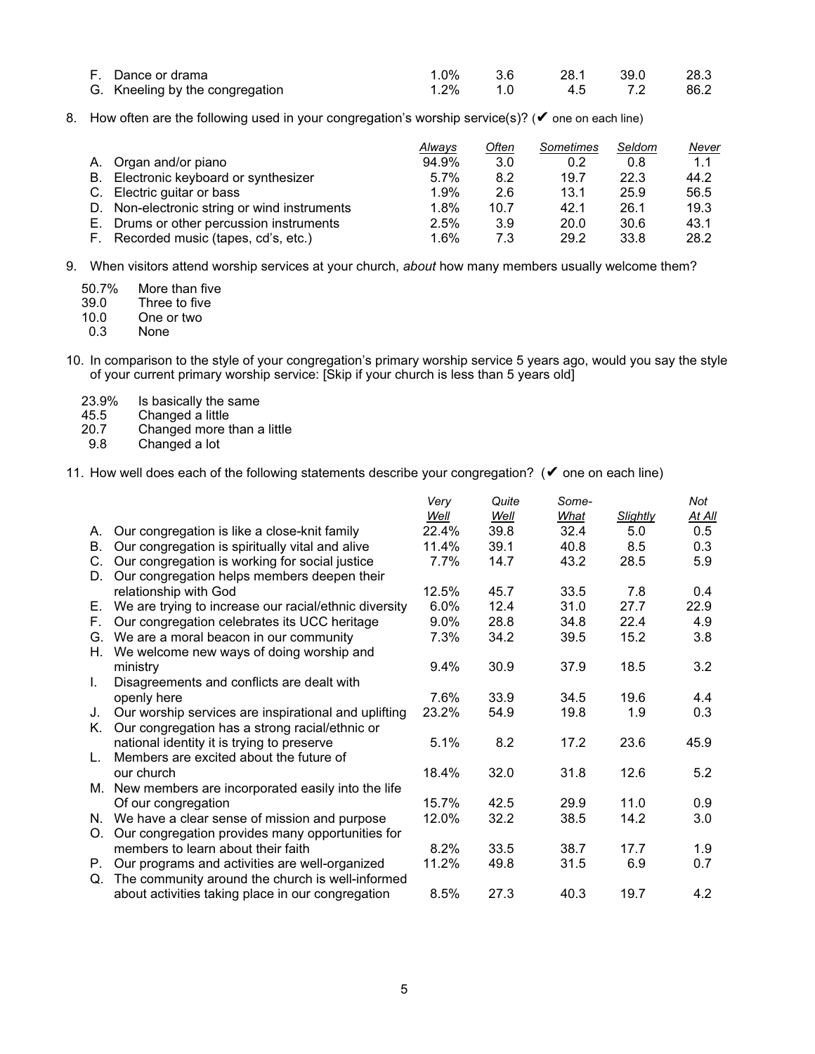| | | | | | |
|---|---|---|---|---|---|
| F. Dance or drama | 1.0% | 3.6 | 28.1 | 39.0 | 28.3 |
| G. Kneeling by the congregation | 1.2% | 1.0 | 4.5 | 7.2 | 86.2 |

8. How often are the following used in your congregation's worship service(s)? (✔ one on each line)

| | *Always* | *Often* | *Sometimes* | *Seldom* | *Never* |
|---|---|---|---|---|---|
| A. Organ and/or piano | 94.9% | 3.0 | 0.2 | 0.8 | 1.1 |
| B. Electronic keyboard or synthesizer | 5.7% | 8.2 | 19.7 | 22.3 | 44.2 |
| C. Electric guitar or bass | 1.9% | 2.6 | 13.1 | 25.9 | 56.5 |
| D. Non-electronic string or wind instruments | 1.8% | 10.7 | 42.1 | 26.1 | 19.3 |
| E. Drums or other percussion instruments | 2.5% | 3.9 | 20.0 | 30.6 | 43.1 |
| F. Recorded music (tapes, cd's, etc.) | 1.6% | 7.3 | 29.2 | 33.8 | 28.2 |

9. When visitors attend worship services at your church, *about* how many members usually welcome them?

50.7% More than five
39.0 Three to five
10.0 One or two
0.3 None

10. In comparison to the style of your congregation's primary worship service 5 years ago, would you say the style of your current primary worship service: [Skip if your church is less than 5 years old]

23.9% Is basically the same
45.5 Changed a little
20.7 Changed more than a little
9.8 Changed a lot

11. How well does each of the following statements describe your congregation? (✔ one on each line)

| | *Very Well* | *Quite Well* | *Some-What* | *Slightly* | *Not At All* |
|---|---|---|---|---|---|
| A. Our congregation is like a close-knit family | 22.4% | 39.8 | 32.4 | 5.0 | 0.5 |
| B. Our congregation is spiritually vital and alive | 11.4% | 39.1 | 40.8 | 8.5 | 0.3 |
| C. Our congregation is working for social justice | 7.7% | 14.7 | 43.2 | 28.5 | 5.9 |
| D. Our congregation helps members deepen their relationship with God | 12.5% | 45.7 | 33.5 | 7.8 | 0.4 |
| E. We are trying to increase our racial/ethnic diversity | 6.0% | 12.4 | 31.0 | 27.7 | 22.9 |
| F. Our congregation celebrates its UCC heritage | 9.0% | 28.8 | 34.8 | 22.4 | 4.9 |
| G. We are a moral beacon in our community | 7.3% | 34.2 | 39.5 | 15.2 | 3.8 |
| H. We welcome new ways of doing worship and ministry | 9.4% | 30.9 | 37.9 | 18.5 | 3.2 |
| I. Disagreements and conflicts are dealt with openly here | 7.6% | 33.9 | 34.5 | 19.6 | 4.4 |
| J. Our worship services are inspirational and uplifting | 23.2% | 54.9 | 19.8 | 1.9 | 0.3 |
| K. Our congregation has a strong racial/ethnic or national identity it is trying to preserve | 5.1% | 8.2 | 17.2 | 23.6 | 45.9 |
| L. Members are excited about the future of our church | 18.4% | 32.0 | 31.8 | 12.6 | 5.2 |
| M. New members are incorporated easily into the life Of our congregation | 15.7% | 42.5 | 29.9 | 11.0 | 0.9 |
| N. We have a clear sense of mission and purpose | 12.0% | 32.2 | 38.5 | 14.2 | 3.0 |
| O. Our congregation provides many opportunities for members to learn about their faith | 8.2% | 33.5 | 38.7 | 17.7 | 1.9 |
| P. Our programs and activities are well-organized | 11.2% | 49.8 | 31.5 | 6.9 | 0.7 |
| Q. The community around the church is well-informed about activities taking place in our congregation | 8.5% | 27.3 | 40.3 | 19.7 | 4.2 |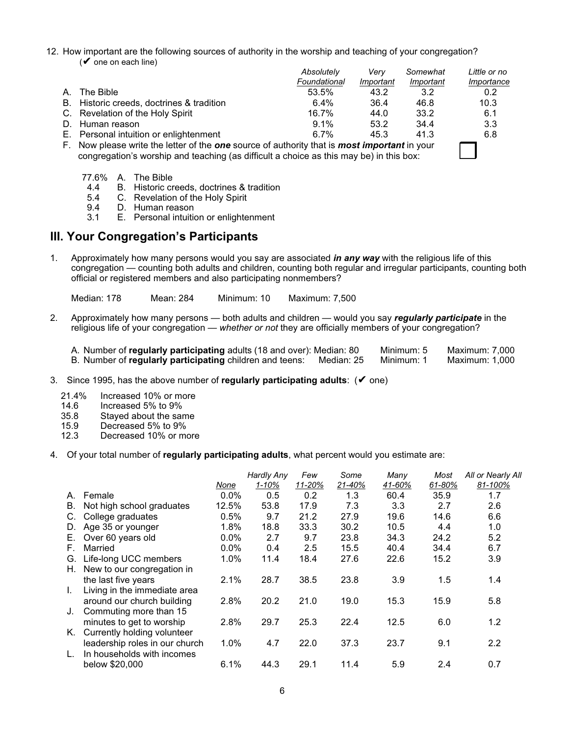12. How important are the following sources of authority in the worship and teaching of your congregation? (✔ one on each line)

| | *Absolutely Foundational* | *Very Important* | *Somewhat Important* | *Little or no Importance* |
|---|---|---|---|---|
| A. The Bible | 53.5% | 43.2 | 3.2 | 0.2 |
| B. Historic creeds, doctrines & tradition | 6.4% | 36.4 | 46.8 | 10.3 |
| C. Revelation of the Holy Spirit | 16.7% | 44.0 | 33.2 | 6.1 |
| D. Human reason | 9.1% | 53.2 | 34.4 | 3.3 |
| E. Personal intuition or enlightenment | 6.7% | 45.3 | 41.3 | 6.8 |

F. Now please write the letter of the ***one*** source of authority that is ***most important*** in your congregation's worship and teaching (as difficult a choice as this may be) in this box: ☐

- 77.6% A. The Bible
- 4.4 B. Historic creeds, doctrines & tradition
- 5.4 C. Revelation of the Holy Spirit
- 9.4 D. Human reason
- 3.1 E. Personal intuition or enlightenment

## III. Your Congregation's Participants

1. Approximately how many persons would you say are associated ***in any way*** with the religious life of this congregation — counting both adults and children, counting both regular and irregular participants, counting both official or registered members and also participating nonmembers?

   Median: 178 Mean: 284 Minimum: 10 Maximum: 7,500

2. Approximately how many persons — both adults and children — would you say ***regularly participate*** in the religious life of your congregation — *whether or not* they are officially members of your congregation?

   A. Number of **regularly participating** adults (18 and over): Median: 80 Minimum: 5 Maximum: 7,000
   B. Number of **regularly participating** children and teens: Median: 25 Minimum: 1 Maximum: 1,000

3. Since 1995, has the above number of **regularly participating adults**: (✔ one)

   - 21.4% Increased 10% or more
   - 14.6 Increased 5% to 9%
   - 35.8 Stayed about the same
   - 15.9 Decreased 5% to 9%
   - 12.3 Decreased 10% or more

4. Of your total number of **regularly participating adults**, what percent would you estimate are:

| | *None* | *Hardly Any 1-10%* | *Few 11-20%* | *Some 21-40%* | *Many 41-60%* | *Most 61-80%* | *All or Nearly All 81-100%* |
|---|---|---|---|---|---|---|---|
| A. Female | 0.0% | 0.5 | 0.2 | 1.3 | 60.4 | 35.9 | 1.7 |
| B. Not high school graduates | 12.5% | 53.8 | 17.9 | 7.3 | 3.3 | 2.7 | 2.6 |
| C. College graduates | 0.5% | 9.7 | 21.2 | 27.9 | 19.6 | 14.6 | 6.6 |
| D. Age 35 or younger | 1.8% | 18.8 | 33.3 | 30.2 | 10.5 | 4.4 | 1.0 |
| E. Over 60 years old | 0.0% | 2.7 | 9.7 | 23.8 | 34.3 | 24.2 | 5.2 |
| F. Married | 0.0% | 0.4 | 2.5 | 15.5 | 40.4 | 34.4 | 6.7 |
| G. Life-long UCC members | 1.0% | 11.4 | 18.4 | 27.6 | 22.6 | 15.2 | 3.9 |
| H. New to our congregation in the last five years | 2.1% | 28.7 | 38.5 | 23.8 | 3.9 | 1.5 | 1.4 |
| I. Living in the immediate area around our church building | 2.8% | 20.2 | 21.0 | 19.0 | 15.3 | 15.9 | 5.8 |
| J. Commuting more than 15 minutes to get to worship | 2.8% | 29.7 | 25.3 | 22.4 | 12.5 | 6.0 | 1.2 |
| K. Currently holding volunteer leadership roles in our church | 1.0% | 4.7 | 22.0 | 37.3 | 23.7 | 9.1 | 2.2 |
| L. In households with incomes below $20,000 | 6.1% | 44.3 | 29.1 | 11.4 | 5.9 | 2.4 | 0.7 |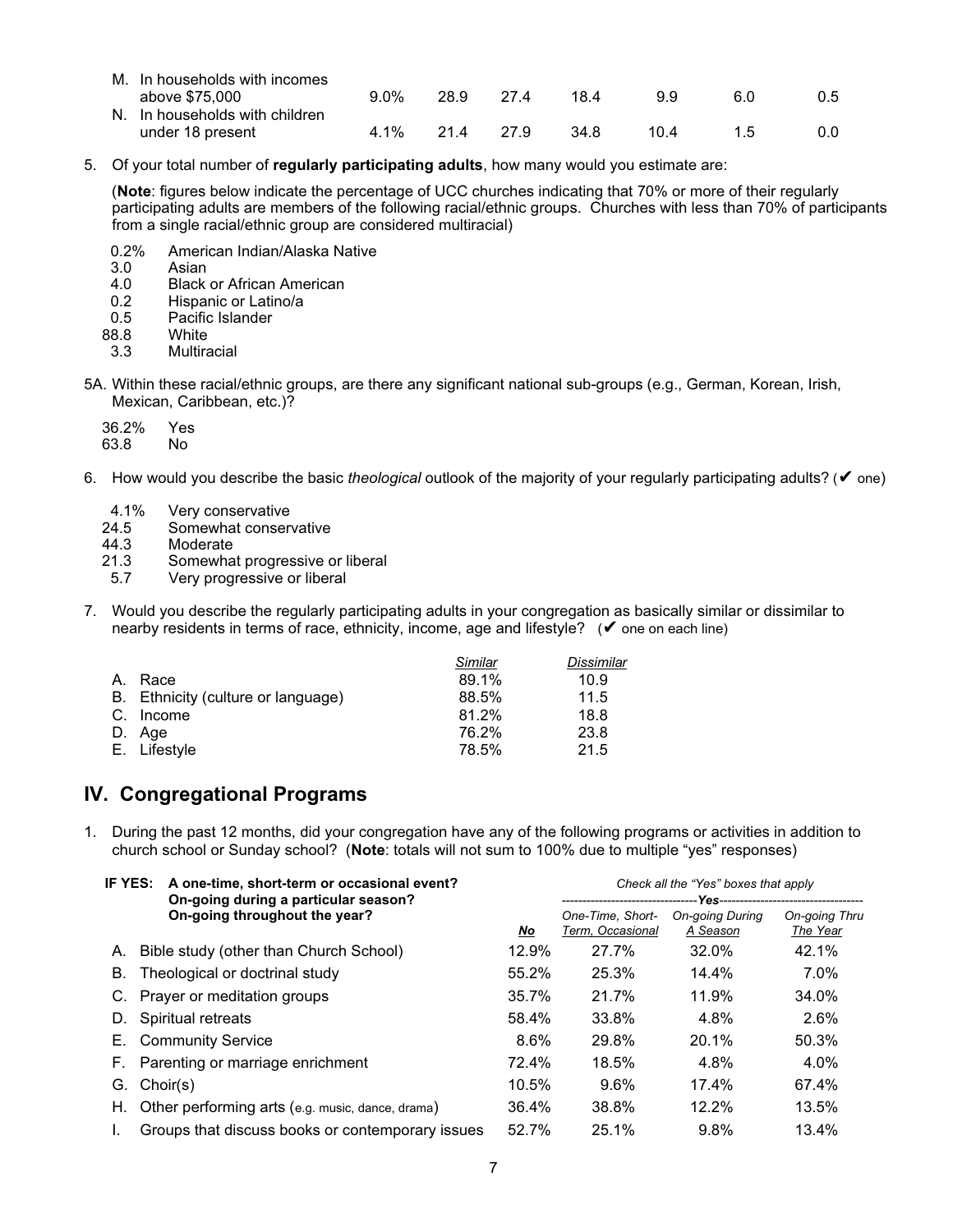| | | | | | | | |
|---|---|---|---|---|---|---|---|
| M. In households with incomes above $75,000 | 9.0% | 28.9 | 27.4 | 18.4 | 9.9 | 6.0 | 0.5 |
| N. In households with children under 18 present | 4.1% | 21.4 | 27.9 | 34.8 | 10.4 | 1.5 | 0.0 |

5. Of your total number of **regularly participating adults**, how many would you estimate are:

   (**Note**: figures below indicate the percentage of UCC churches indicating that 70% or more of their regularly participating adults are members of the following racial/ethnic groups. Churches with less than 70% of participants from a single racial/ethnic group are considered multiracial)

   - 0.2% American Indian/Alaska Native
   - 3.0 Asian
   - 4.0 Black or African American
   - 0.2 Hispanic or Latino/a
   - 0.5 Pacific Islander
   - 88.8 White
   - 3.3 Multiracial

5A. Within these racial/ethnic groups, are there any significant national sub-groups (e.g., German, Korean, Irish, Mexican, Caribbean, etc.)?

   - 36.2% Yes
   - 63.8 No

6. How would you describe the basic *theological* outlook of the majority of your regularly participating adults? (✔ one)

   - 4.1% Very conservative
   - 24.5 Somewhat conservative
   - 44.3 Moderate
   - 21.3 Somewhat progressive or liberal
   - 5.7 Very progressive or liberal

7. Would you describe the regularly participating adults in your congregation as basically similar or dissimilar to nearby residents in terms of race, ethnicity, income, age and lifestyle? (✔ one on each line)

| | *Similar* | *Dissimilar* |
|---|---|---|
| A. Race | 89.1% | 10.9 |
| B. Ethnicity (culture or language) | 88.5% | 11.5 |
| C. Income | 81.2% | 18.8 |
| D. Age | 76.2% | 23.8 |
| E. Lifestyle | 78.5% | 21.5 |

## IV. Congregational Programs

1. During the past 12 months, did your congregation have any of the following programs or activities in addition to church school or Sunday school? (**Note**: totals will not sum to 100% due to multiple "yes" responses)

| **IF YES: A one-time, short-term or occasional event? On-going during a particular season? On-going throughout the year?** | | *Check all the "Yes" boxes that apply* | | |
|---|---|---|---|---|
| | | ***Yes*** | | |
| | ***No*** | *One-Time, Short-Term, Occasional* | *On-going During A Season* | *On-going Thru The Year* |
| A. Bible study (other than Church School) | 12.9% | 27.7% | 32.0% | 42.1% |
| B. Theological or doctrinal study | 55.2% | 25.3% | 14.4% | 7.0% |
| C. Prayer or meditation groups | 35.7% | 21.7% | 11.9% | 34.0% |
| D. Spiritual retreats | 58.4% | 33.8% | 4.8% | 2.6% |
| E. Community Service | 8.6% | 29.8% | 20.1% | 50.3% |
| F. Parenting or marriage enrichment | 72.4% | 18.5% | 4.8% | 4.0% |
| G. Choir(s) | 10.5% | 9.6% | 17.4% | 67.4% |
| H. Other performing arts (e.g. music, dance, drama) | 36.4% | 38.8% | 12.2% | 13.5% |
| I. Groups that discuss books or contemporary issues | 52.7% | 25.1% | 9.8% | 13.4% |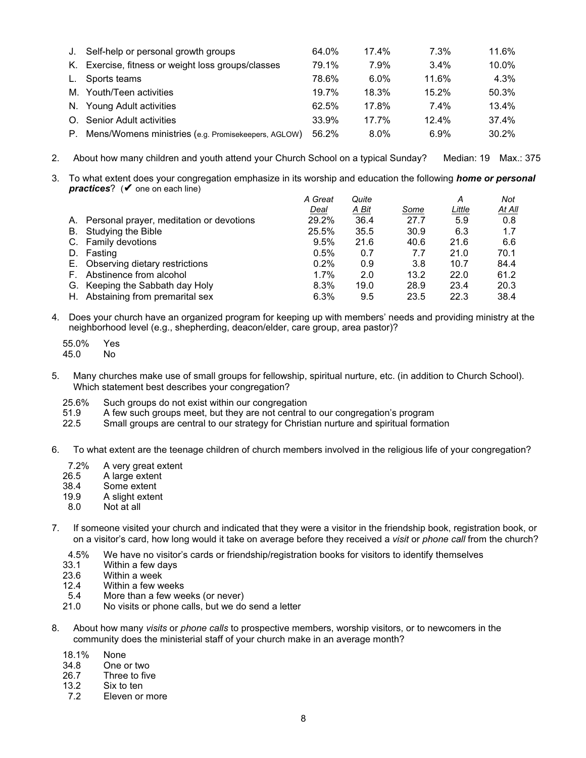| | | | | |
|---|---|---|---|---|
| J. Self-help or personal growth groups | 64.0% | 17.4% | 7.3% | 11.6% |
| K. Exercise, fitness or weight loss groups/classes | 79.1% | 7.9% | 3.4% | 10.0% |
| L. Sports teams | 78.6% | 6.0% | 11.6% | 4.3% |
| M. Youth/Teen activities | 19.7% | 18.3% | 15.2% | 50.3% |
| N. Young Adult activities | 62.5% | 17.8% | 7.4% | 13.4% |
| O. Senior Adult activities | 33.9% | 17.7% | 12.4% | 37.4% |
| P. Mens/Womens ministries (e.g. Promisekeepers, AGLOW) | 56.2% | 8.0% | 6.9% | 30.2% |

2. About how many children and youth attend your Church School on a typical Sunday? Median: 19 Max.: 375

3. To what extent does your congregation emphasize in its worship and education the following ***home or personal practices***? (✔ one on each line)

| | *A Great Deal* | *Quite A Bit* | *Some* | *A Little* | *Not At All* |
|---|---|---|---|---|---|
| A. Personal prayer, meditation or devotions | 29.2% | 36.4 | 27.7 | 5.9 | 0.8 |
| B. Studying the Bible | 25.5% | 35.5 | 30.9 | 6.3 | 1.7 |
| C. Family devotions | 9.5% | 21.6 | 40.6 | 21.6 | 6.6 |
| D. Fasting | 0.5% | 0.7 | 7.7 | 21.0 | 70.1 |
| E. Observing dietary restrictions | 0.2% | 0.9 | 3.8 | 10.7 | 84.4 |
| F. Abstinence from alcohol | 1.7% | 2.0 | 13.2 | 22.0 | 61.2 |
| G. Keeping the Sabbath day Holy | 8.3% | 19.0 | 28.9 | 23.4 | 20.3 |
| H. Abstaining from premarital sex | 6.3% | 9.5 | 23.5 | 22.3 | 38.4 |

4. Does your church have an organized program for keeping up with members' needs and providing ministry at the neighborhood level (e.g., shepherding, deacon/elder, care group, area pastor)?

   55.0% Yes
   45.0 No

5. Many churches make use of small groups for fellowship, spiritual nurture, etc. (in addition to Church School). Which statement best describes your congregation?

   25.6% Such groups do not exist within our congregation
   51.9 A few such groups meet, but they are not central to our congregation's program
   22.5 Small groups are central to our strategy for Christian nurture and spiritual formation

6. To what extent are the teenage children of church members involved in the religious life of your congregation?

   7.2% A very great extent
   26.5 A large extent
   38.4 Some extent
   19.9 A slight extent
   8.0 Not at all

7. If someone visited your church and indicated that they were a visitor in the friendship book, registration book, or on a visitor's card, how long would it take on average before they received a *visit* or *phone call* from the church?

   4.5% We have no visitor's cards or friendship/registration books for visitors to identify themselves
   33.1 Within a few days
   23.6 Within a week
   12.4 Within a few weeks
   5.4 More than a few weeks (or never)
   21.0 No visits or phone calls, but we do send a letter

8. About how many *visits* or *phone calls* to prospective members, worship visitors, or to newcomers in the community does the ministerial staff of your church make in an average month?

   18.1% None
   34.8 One or two
   26.7 Three to five
   13.2 Six to ten
   7.2 Eleven or more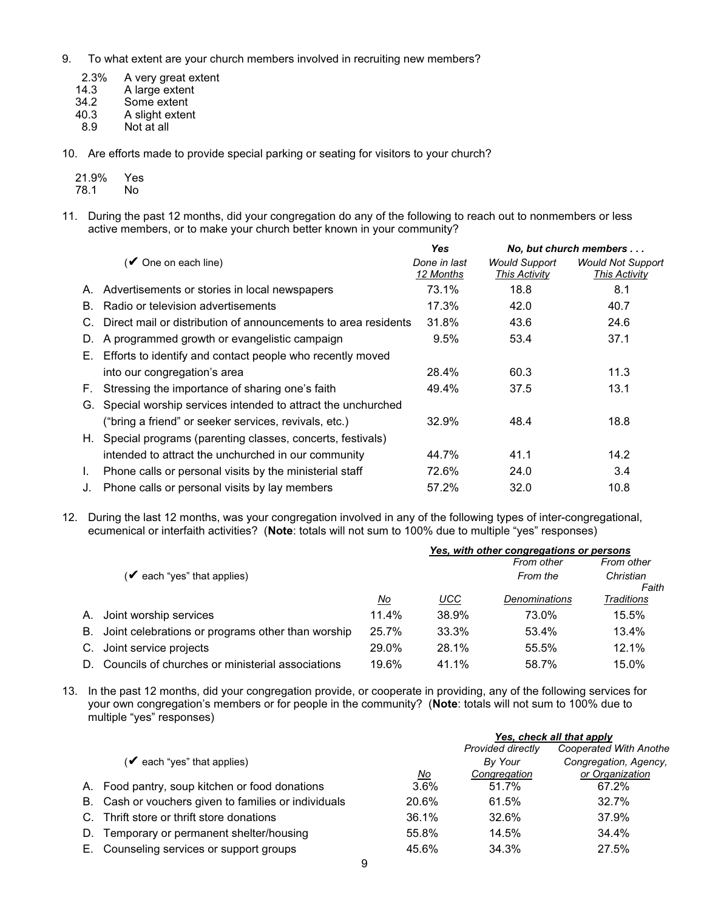9. To what extent are your church members involved in recruiting new members?

| | |
|---|---|
| 2.3% | A very great extent |
| 14.3 | A large extent |
| 34.2 | Some extent |
| 40.3 | A slight extent |
| 8.9 | Not at all |

10. Are efforts made to provide special parking or seating for visitors to your church?

| | |
|---|---|
| 21.9% | Yes |
| 78.1 | No |

11. During the past 12 months, did your congregation do any of the following to reach out to nonmembers or less active members, or to make your church better known in your community?

| (✔ One on each line) | *Yes* | *No, but church members . . .* | |
|---|---|---|---|
| | *Done in last 12 Months* | *Would Support This Activity* | *Would Not Support This Activity* |
| A. Advertisements or stories in local newspapers | 73.1% | 18.8 | 8.1 |
| B. Radio or television advertisements | 17.3% | 42.0 | 40.7 |
| C. Direct mail or distribution of announcements to area residents | 31.8% | 43.6 | 24.6 |
| D. A programmed growth or evangelistic campaign | 9.5% | 53.4 | 37.1 |
| E. Efforts to identify and contact people who recently moved into our congregation's area | 28.4% | 60.3 | 11.3 |
| F. Stressing the importance of sharing one's faith | 49.4% | 37.5 | 13.1 |
| G. Special worship services intended to attract the unchurched ("bring a friend" or seeker services, revivals, etc.) | 32.9% | 48.4 | 18.8 |
| H. Special programs (parenting classes, concerts, festivals) intended to attract the unchurched in our community | 44.7% | 41.1 | 14.2 |
| I. Phone calls or personal visits by the ministerial staff | 72.6% | 24.0 | 3.4 |
| J. Phone calls or personal visits by lay members | 57.2% | 32.0 | 10.8 |

12. During the last 12 months, was your congregation involved in any of the following types of inter-congregational, ecumenical or interfaith activities? (**Note**: totals will not sum to 100% due to multiple "yes" responses)

| (✔ each "yes" that applies) | | *Yes, with other congregations or persons* | | |
|---|---|---|---|---|
| | No | UCC | *From other From the Denominations* | *From other Christian Faith Traditions* |
| A. Joint worship services | 11.4% | 38.9% | 73.0% | 15.5% |
| B. Joint celebrations or programs other than worship | 25.7% | 33.3% | 53.4% | 13.4% |
| C. Joint service projects | 29.0% | 28.1% | 55.5% | 12.1% |
| D. Councils of churches or ministerial associations | 19.6% | 41.1% | 58.7% | 15.0% |

13. In the past 12 months, did your congregation provide, or cooperate in providing, any of the following services for your own congregation's members or for people in the community? (**Note**: totals will not sum to 100% due to multiple "yes" responses)

| (✔ each "yes" that applies) | | *Yes, check all that apply* | |
|---|---|---|---|
| | No | *Provided directly By Your Congregation* | *Cooperated With Anothe Congregation, Agency, or Organization* |
| A. Food pantry, soup kitchen or food donations | 3.6% | 51.7% | 67.2% |
| B. Cash or vouchers given to families or individuals | 20.6% | 61.5% | 32.7% |
| C. Thrift store or thrift store donations | 36.1% | 32.6% | 37.9% |
| D. Temporary or permanent shelter/housing | 55.8% | 14.5% | 34.4% |
| E. Counseling services or support groups | 45.6% | 34.3% | 27.5% |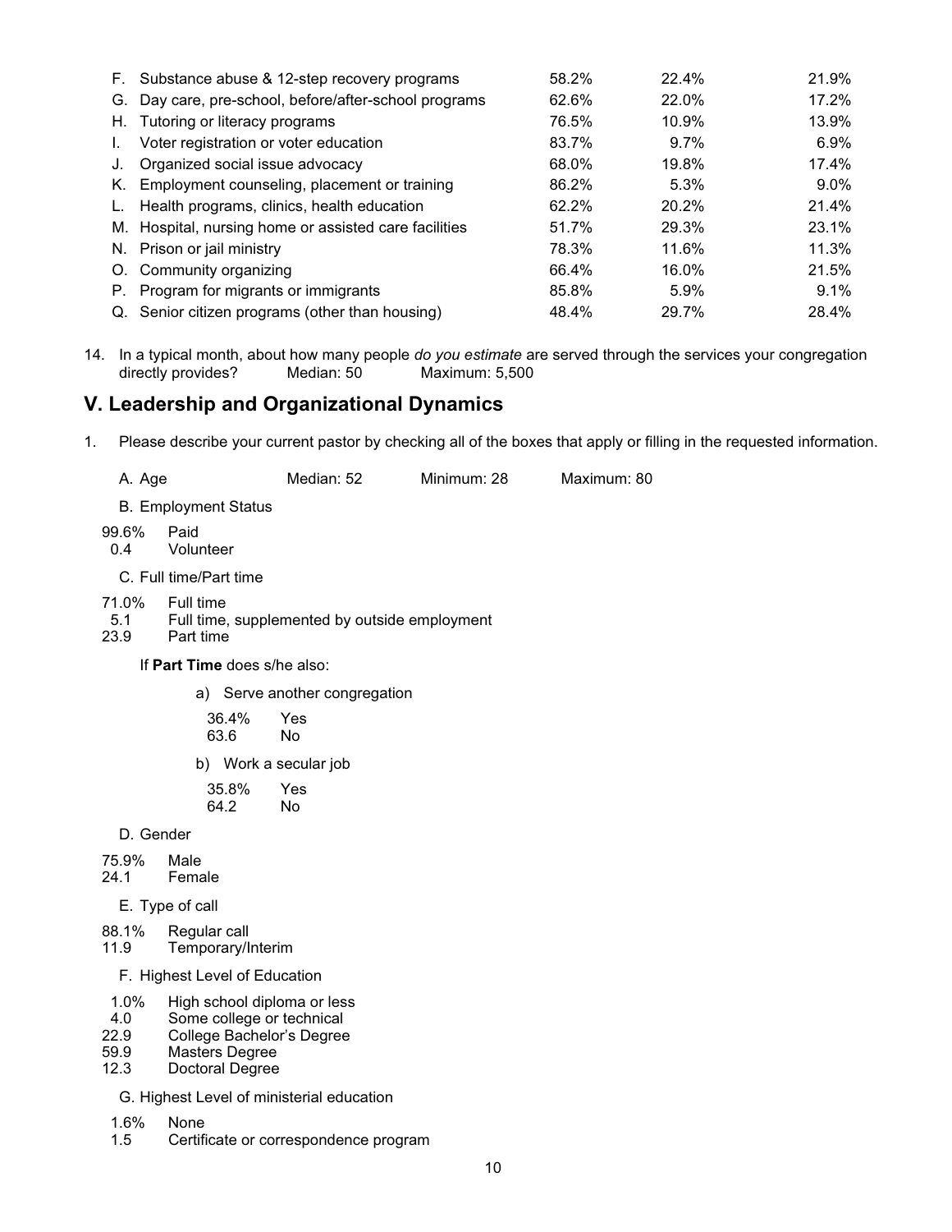| | | | |
|---|---|---|---|
| F. Substance abuse & 12-step recovery programs | 58.2% | 22.4% | 21.9% |
| G. Day care, pre-school, before/after-school programs | 62.6% | 22.0% | 17.2% |
| H. Tutoring or literacy programs | 76.5% | 10.9% | 13.9% |
| I. Voter registration or voter education | 83.7% | 9.7% | 6.9% |
| J. Organized social issue advocacy | 68.0% | 19.8% | 17.4% |
| K. Employment counseling, placement or training | 86.2% | 5.3% | 9.0% |
| L. Health programs, clinics, health education | 62.2% | 20.2% | 21.4% |
| M. Hospital, nursing home or assisted care facilities | 51.7% | 29.3% | 23.1% |
| N. Prison or jail ministry | 78.3% | 11.6% | 11.3% |
| O. Community organizing | 66.4% | 16.0% | 21.5% |
| P. Program for migrants or immigrants | 85.8% | 5.9% | 9.1% |
| Q. Senior citizen programs (other than housing) | 48.4% | 29.7% | 28.4% |

14. In a typical month, about how many people *do you estimate* are served through the services your congregation directly provides? Median: 50 Maximum: 5,500

## V. Leadership and Organizational Dynamics

1. Please describe your current pastor by checking all of the boxes that apply or filling in the requested information.

A. Age Median: 52 Minimum: 28 Maximum: 80

B. Employment Status

99.6% Paid
0.4 Volunteer

C. Full time/Part time

71.0% Full time
5.1 Full time, supplemented by outside employment
23.9 Part time

If **Part Time** does s/he also:

a) Serve another congregation

36.4% Yes
63.6 No

b) Work a secular job

35.8% Yes
64.2 No

D. Gender

75.9% Male
24.1 Female

E. Type of call

88.1% Regular call
11.9 Temporary/Interim

F. Highest Level of Education

1.0% High school diploma or less
4.0 Some college or technical
22.9 College Bachelor's Degree
59.9 Masters Degree
12.3 Doctoral Degree

G. Highest Level of ministerial education

1.6% None
1.5 Certificate or correspondence program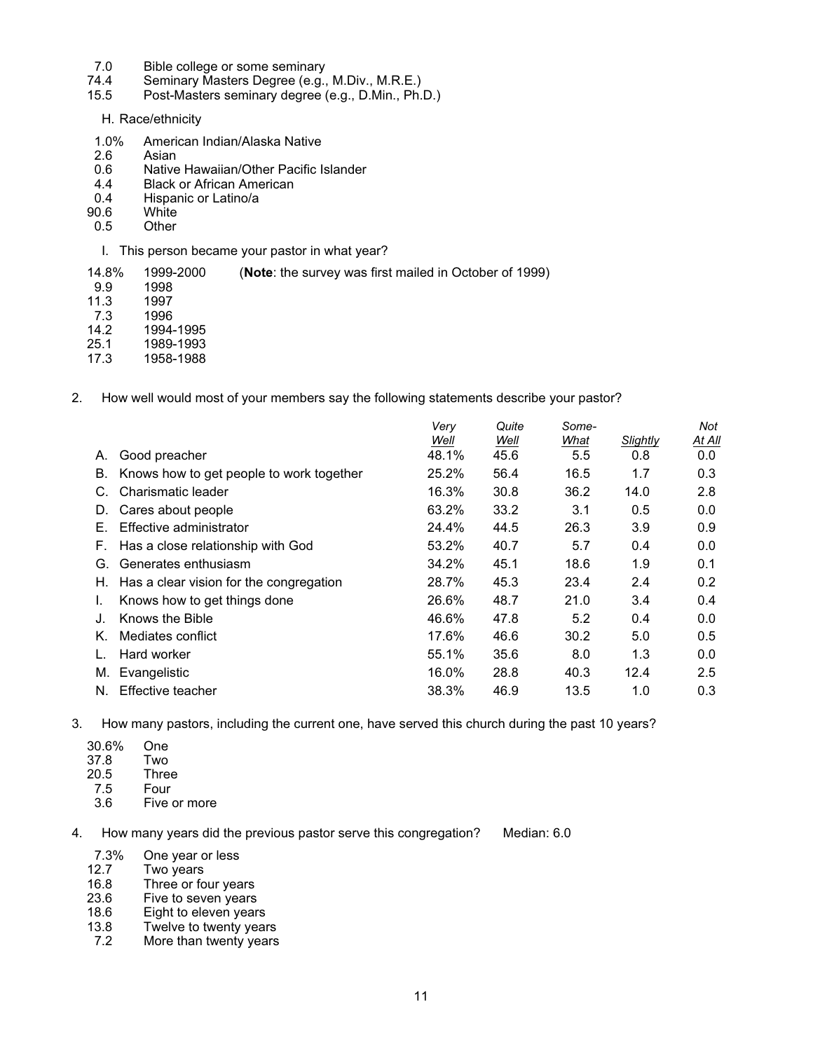7.0 Bible college or some seminary
74.4 Seminary Masters Degree (e.g., M.Div., M.R.E.)
15.5 Post-Masters seminary degree (e.g., D.Min., Ph.D.)

H. Race/ethnicity

1.0% American Indian/Alaska Native
2.6 Asian
0.6 Native Hawaiian/Other Pacific Islander
4.4 Black or African American
0.4 Hispanic or Latino/a
90.6 White
0.5 Other

I. This person became your pastor in what year?

14.8% 1999-2000 (**Note**: the survey was first mailed in October of 1999)
9.9 1998
11.3 1997
7.3 1996
14.2 1994-1995
25.1 1989-1993
17.3 1958-1988

2. How well would most of your members say the following statements describe your pastor?

| | | *Very Well* | *Quite Well* | *Some-What* | *Slightly* | *Not At All* |
|---|---|---|---|---|---|---|
| A. | Good preacher | 48.1% | 45.6 | 5.5 | 0.8 | 0.0 |
| B. | Knows how to get people to work together | 25.2% | 56.4 | 16.5 | 1.7 | 0.3 |
| C. | Charismatic leader | 16.3% | 30.8 | 36.2 | 14.0 | 2.8 |
| D. | Cares about people | 63.2% | 33.2 | 3.1 | 0.5 | 0.0 |
| E. | Effective administrator | 24.4% | 44.5 | 26.3 | 3.9 | 0.9 |
| F. | Has a close relationship with God | 53.2% | 40.7 | 5.7 | 0.4 | 0.0 |
| G. | Generates enthusiasm | 34.2% | 45.1 | 18.6 | 1.9 | 0.1 |
| H. | Has a clear vision for the congregation | 28.7% | 45.3 | 23.4 | 2.4 | 0.2 |
| I. | Knows how to get things done | 26.6% | 48.7 | 21.0 | 3.4 | 0.4 |
| J. | Knows the Bible | 46.6% | 47.8 | 5.2 | 0.4 | 0.0 |
| K. | Mediates conflict | 17.6% | 46.6 | 30.2 | 5.0 | 0.5 |
| L. | Hard worker | 55.1% | 35.6 | 8.0 | 1.3 | 0.0 |
| M. | Evangelistic | 16.0% | 28.8 | 40.3 | 12.4 | 2.5 |
| N. | Effective teacher | 38.3% | 46.9 | 13.5 | 1.0 | 0.3 |

3. How many pastors, including the current one, have served this church during the past 10 years?

30.6% One
37.8 Two
20.5 Three
7.5 Four
3.6 Five or more

4. How many years did the previous pastor serve this congregation? Median: 6.0

7.3% One year or less
12.7 Two years
16.8 Three or four years
23.6 Five to seven years
18.6 Eight to eleven years
13.8 Twelve to twenty years
7.2 More than twenty years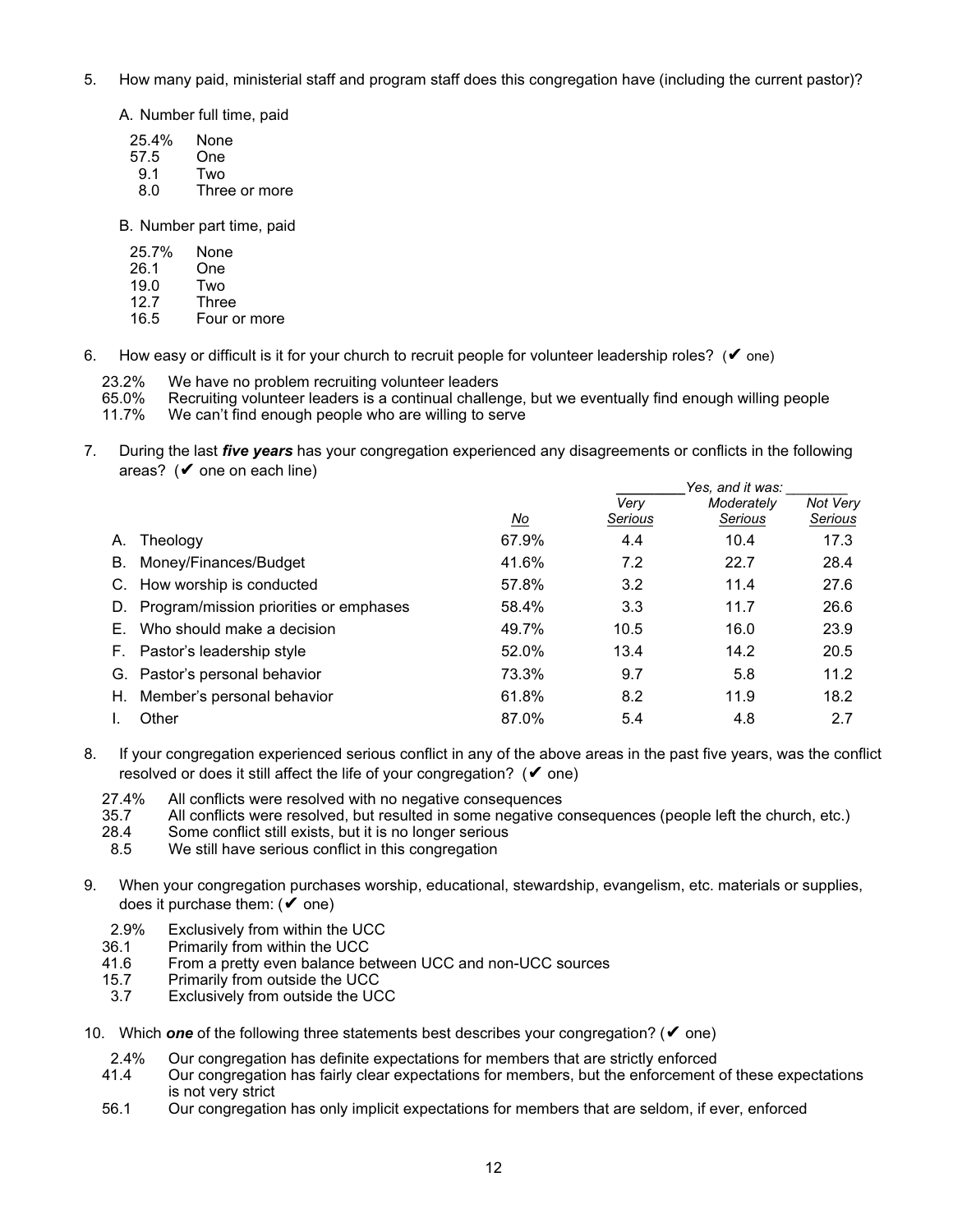5. How many paid, ministerial staff and program staff does this congregation have (including the current pastor)?

   A. Number full time, paid

   25.4% None
   57.5 One
   9.1 Two
   8.0 Three or more

   B. Number part time, paid

   25.7% None
   26.1 One
   19.0 Two
   12.7 Three
   16.5 Four or more

6. How easy or difficult is it for your church to recruit people for volunteer leadership roles? (✔ one)

   23.2% We have no problem recruiting volunteer leaders
   65.0% Recruiting volunteer leaders is a continual challenge, but we eventually find enough willing people
   11.7% We can't find enough people who are willing to serve

7. During the last ***five years*** has your congregation experienced any disagreements or conflicts in the following areas? (✔ one on each line)

| | | Yes, and it was: | | |
|---|---|---|---|---|
| | No | Very Serious | Moderately Serious | Not Very Serious |
| A. Theology | 67.9% | 4.4 | 10.4 | 17.3 |
| B. Money/Finances/Budget | 41.6% | 7.2 | 22.7 | 28.4 |
| C. How worship is conducted | 57.8% | 3.2 | 11.4 | 27.6 |
| D. Program/mission priorities or emphases | 58.4% | 3.3 | 11.7 | 26.6 |
| E. Who should make a decision | 49.7% | 10.5 | 16.0 | 23.9 |
| F. Pastor's leadership style | 52.0% | 13.4 | 14.2 | 20.5 |
| G. Pastor's personal behavior | 73.3% | 9.7 | 5.8 | 11.2 |
| H. Member's personal behavior | 61.8% | 8.2 | 11.9 | 18.2 |
| I. Other | 87.0% | 5.4 | 4.8 | 2.7 |

8. If your congregation experienced serious conflict in any of the above areas in the past five years, was the conflict resolved or does it still affect the life of your congregation? (✔ one)

   27.4% All conflicts were resolved with no negative consequences
   35.7 All conflicts were resolved, but resulted in some negative consequences (people left the church, etc.)
   28.4 Some conflict still exists, but it is no longer serious
   8.5 We still have serious conflict in this congregation

9. When your congregation purchases worship, educational, stewardship, evangelism, etc. materials or supplies, does it purchase them: (✔ one)

   2.9% Exclusively from within the UCC
   36.1 Primarily from within the UCC
   41.6 From a pretty even balance between UCC and non-UCC sources
   15.7 Primarily from outside the UCC
   3.7 Exclusively from outside the UCC

10. Which ***one*** of the following three statements best describes your congregation? (✔ one)

   2.4% Our congregation has definite expectations for members that are strictly enforced
   41.4 Our congregation has fairly clear expectations for members, but the enforcement of these expectations is not very strict
   56.1 Our congregation has only implicit expectations for members that are seldom, if ever, enforced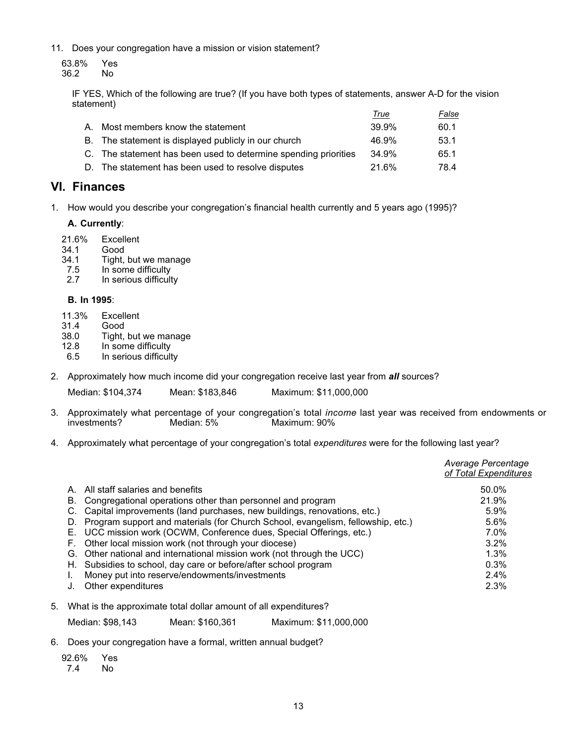11. Does your congregation have a mission or vision statement?

63.8% Yes
36.2 No

IF YES, Which of the following are true? (If you have both types of statements, answer A-D for the vision statement)

| | *True* | *False* |
|---|---|---|
| A. Most members know the statement | 39.9% | 60.1 |
| B. The statement is displayed publicly in our church | 46.9% | 53.1 |
| C. The statement has been used to determine spending priorities | 34.9% | 65.1 |
| D. The statement has been used to resolve disputes | 21.6% | 78.4 |

## VI. Finances

1. How would you describe your congregation's financial health currently and 5 years ago (1995)?

**A. Currently**:

21.6% Excellent
34.1 Good
34.1 Tight, but we manage
7.5 In some difficulty
2.7 In serious difficulty

**B. In 1995**:

11.3% Excellent
31.4 Good
38.0 Tight, but we manage
12.8 In some difficulty
6.5 In serious difficulty

2. Approximately how much income did your congregation receive last year from ***all*** sources?

Median: $104,374 Mean: $183,846 Maximum: $11,000,000

3. Approximately what percentage of your congregation's total *income* last year was received from endowments or investments? Median: 5% Maximum: 90%

4. Approximately what percentage of your congregation's total *expenditures* were for the following last year?

| | *Average Percentage of Total Expenditures* |
|---|---|
| A. All staff salaries and benefits | 50.0% |
| B. Congregational operations other than personnel and program | 21.9% |
| C. Capital improvements (land purchases, new buildings, renovations, etc.) | 5.9% |
| D. Program support and materials (for Church School, evangelism, fellowship, etc.) | 5.6% |
| E. UCC mission work (OCWM, Conference dues, Special Offerings, etc.) | 7.0% |
| F. Other local mission work (not through your diocese) | 3.2% |
| G. Other national and international mission work (not through the UCC) | 1.3% |
| H. Subsidies to school, day care or before/after school program | 0.3% |
| I. Money put into reserve/endowments/investments | 2.4% |
| J. Other expenditures | 2.3% |

5. What is the approximate total dollar amount of all expenditures?

Median: $98,143 Mean: $160,361 Maximum: $11,000,000

6. Does your congregation have a formal, written annual budget?

92.6% Yes
7.4 No